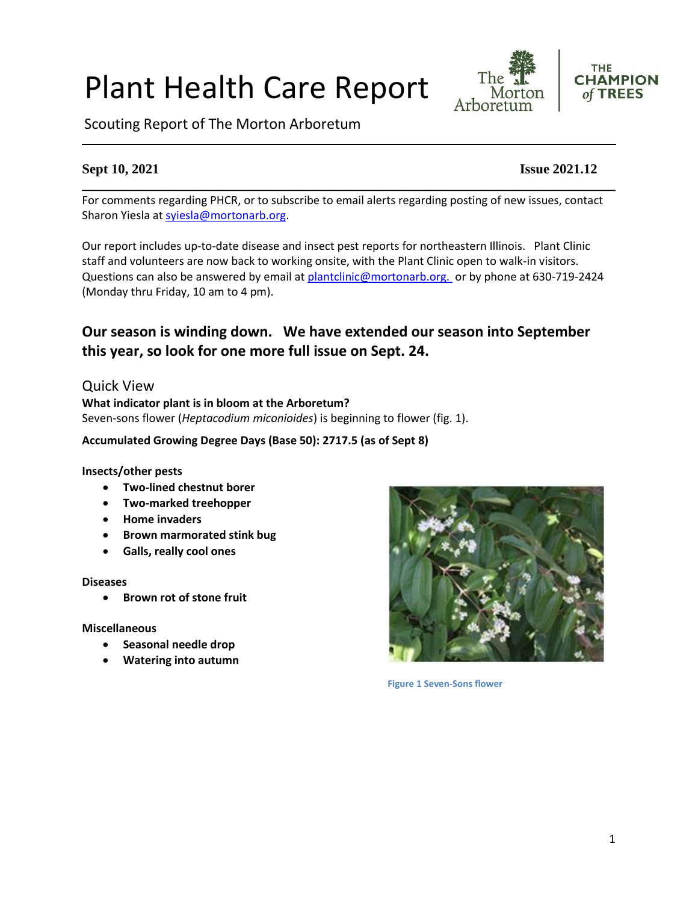# Plant Health Care Report

Scouting Report of The Morton Arboretum

**Sept 10, 2021** **Issue 2021.12**

For comments regarding PHCR, or to subscribe to email alerts regarding posting of new issues, contact Sharon Yiesla at syiesla@mortonarb.org.

Our report includes up-to-date disease and insect pest reports for northeastern Illinois. Plant Clinic staff and volunteers are now back to working onsite, with the Plant Clinic open to walk-in visitors. Questions can also be answered by email at plantclinic@mortonarb.org. or by phone at 630-719-2424 (Monday thru Friday, 10 am to 4 pm).

## Our season is winding down. We have extended our season into September this year, so look for one more full issue on Sept. 24.

## Quick View

**What indicator plant is in bloom at the Arboretum?**

Seven-sons flower (*Heptacodium miconioides*) is beginning to flower (fig. 1).

**Accumulated Growing Degree Days (Base 50): 2717.5 (as of Sept 8)**

**Insects/other pests**

- **Two-lined chestnut borer**
- **Two-marked treehopper**
- **Home invaders**
- **Brown marmorated stink bug**
- **Galls, really cool ones**

**Diseases**

- **Brown rot of stone fruit**

**Miscellaneous**

- **Seasonal needle drop**
- **Watering into autumn**

Figure 1 Seven-Sons flower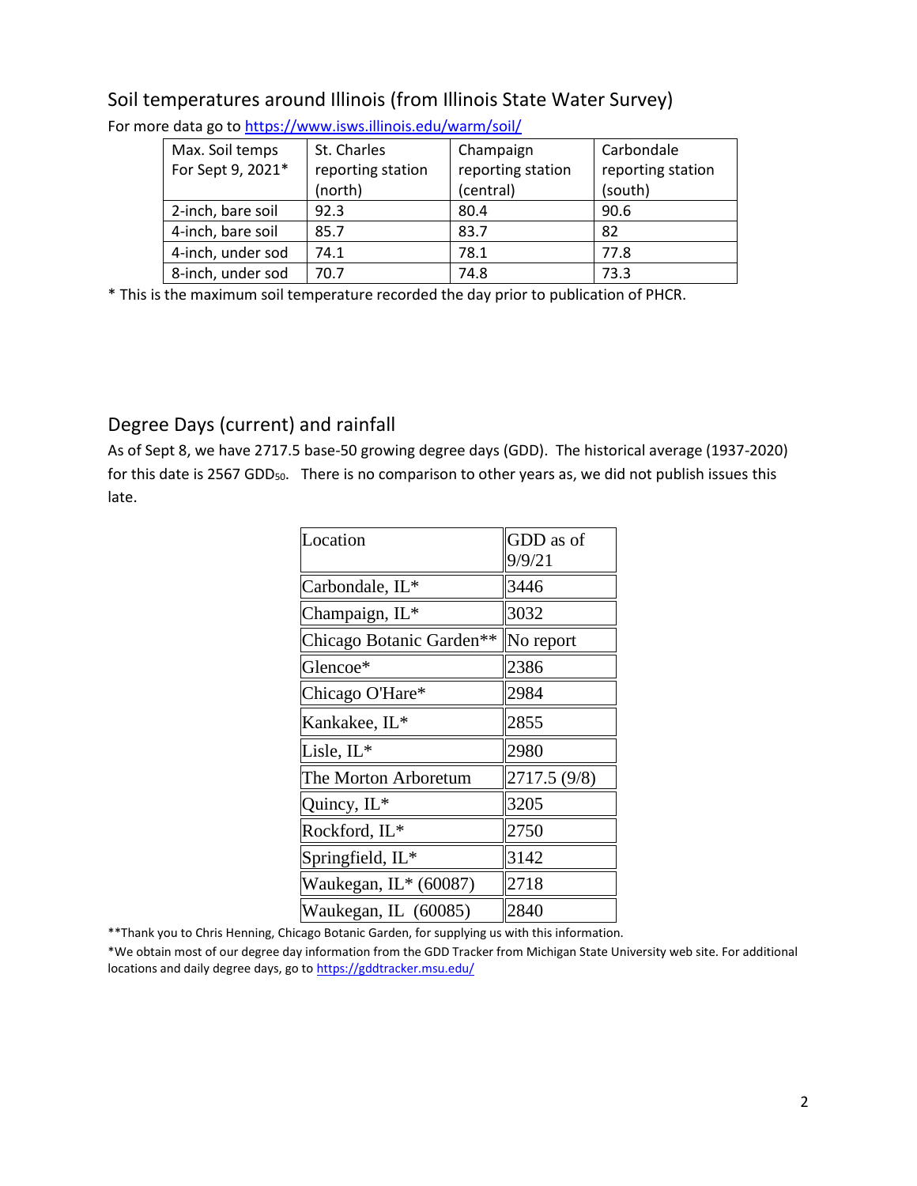## Soil temperatures around Illinois (from Illinois State Water Survey)

For more data go to https://www.isws.illinois.edu/warm/soil/

| Max. Soil temps For Sept 9, 2021* | St. Charles reporting station (north) | Champaign reporting station (central) | Carbondale reporting station (south) |
|---|---|---|---|
| 2-inch, bare soil | 92.3 | 80.4 | 90.6 |
| 4-inch, bare soil | 85.7 | 83.7 | 82 |
| 4-inch, under sod | 74.1 | 78.1 | 77.8 |
| 8-inch, under sod | 70.7 | 74.8 | 73.3 |

* This is the maximum soil temperature recorded the day prior to publication of PHCR.

## Degree Days (current) and rainfall

As of Sept 8, we have 2717.5 base-50 growing degree days (GDD). The historical average (1937-2020) for this date is 2567 $GDD_{50}$. There is no comparison to other years as, we did not publish issues this late.

| Location | GDD as of 9/9/21 |
|---|---|
| Carbondale, IL* | 3446 |
| Champaign, IL* | 3032 |
| Chicago Botanic Garden** | No report |
| Glencoe* | 2386 |
| Chicago O'Hare* | 2984 |
| Kankakee, IL* | 2855 |
| Lisle, IL* | 2980 |
| The Morton Arboretum | 2717.5 (9/8) |
| Quincy, IL* | 3205 |
| Rockford, IL* | 2750 |
| Springfield, IL* | 3142 |
| Waukegan, IL* (60087) | 2718 |
| Waukegan, IL (60085) | 2840 |

**Thank you to Chris Henning, Chicago Botanic Garden, for supplying us with this information.

*We obtain most of our degree day information from the GDD Tracker from Michigan State University web site. For additional locations and daily degree days, go to https://gddtracker.msu.edu/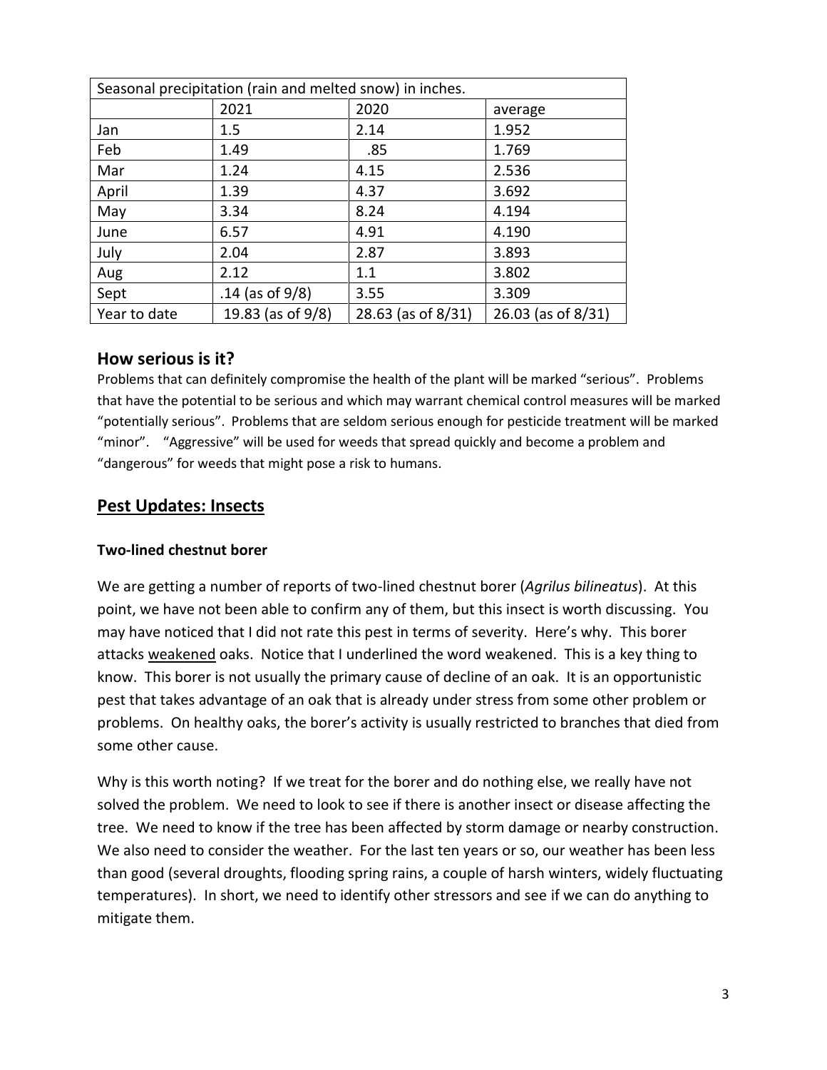| Seasonal precipitation (rain and melted snow) in inches. | | | |
|---|---|---|---|
| | 2021 | 2020 | average |
| Jan | 1.5 | 2.14 | 1.952 |
| Feb | 1.49 | .85 | 1.769 |
| Mar | 1.24 | 4.15 | 2.536 |
| April | 1.39 | 4.37 | 3.692 |
| May | 3.34 | 8.24 | 4.194 |
| June | 6.57 | 4.91 | 4.190 |
| July | 2.04 | 2.87 | 3.893 |
| Aug | 2.12 | 1.1 | 3.802 |
| Sept | .14 (as of 9/8) | 3.55 | 3.309 |
| Year to date | 19.83 (as of 9/8) | 28.63 (as of 8/31) | 26.03 (as of 8/31) |

## How serious is it?

Problems that can definitely compromise the health of the plant will be marked "serious". Problems that have the potential to be serious and which may warrant chemical control measures will be marked "potentially serious". Problems that are seldom serious enough for pesticide treatment will be marked "minor". "Aggressive" will be used for weeds that spread quickly and become a problem and "dangerous" for weeds that might pose a risk to humans.

## Pest Updates: Insects

### Two-lined chestnut borer

We are getting a number of reports of two-lined chestnut borer (*Agrilus bilineatus*). At this point, we have not been able to confirm any of them, but this insect is worth discussing. You may have noticed that I did not rate this pest in terms of severity. Here's why. This borer attacks weakened oaks. Notice that I underlined the word weakened. This is a key thing to know. This borer is not usually the primary cause of decline of an oak. It is an opportunistic pest that takes advantage of an oak that is already under stress from some other problem or problems. On healthy oaks, the borer's activity is usually restricted to branches that died from some other cause.

Why is this worth noting? If we treat for the borer and do nothing else, we really have not solved the problem. We need to look to see if there is another insect or disease affecting the tree. We need to know if the tree has been affected by storm damage or nearby construction. We also need to consider the weather. For the last ten years or so, our weather has been less than good (several droughts, flooding spring rains, a couple of harsh winters, widely fluctuating temperatures). In short, we need to identify other stressors and see if we can do anything to mitigate them.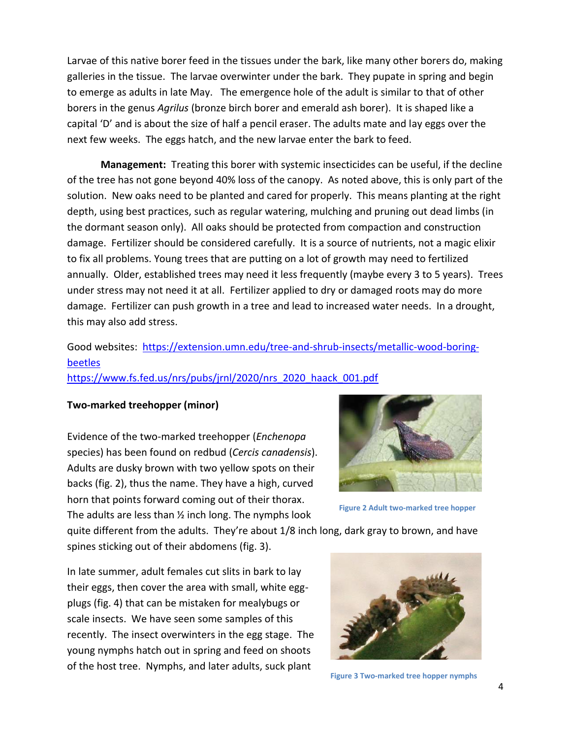Larvae of this native borer feed in the tissues under the bark, like many other borers do, making galleries in the tissue. The larvae overwinter under the bark. They pupate in spring and begin to emerge as adults in late May. The emergence hole of the adult is similar to that of other borers in the genus *Agrilus* (bronze birch borer and emerald ash borer). It is shaped like a capital 'D' and is about the size of half a pencil eraser. The adults mate and lay eggs over the next few weeks. The eggs hatch, and the new larvae enter the bark to feed.

**Management:** Treating this borer with systemic insecticides can be useful, if the decline of the tree has not gone beyond 40% loss of the canopy. As noted above, this is only part of the solution. New oaks need to be planted and cared for properly. This means planting at the right depth, using best practices, such as regular watering, mulching and pruning out dead limbs (in the dormant season only). All oaks should be protected from compaction and construction damage. Fertilizer should be considered carefully. It is a source of nutrients, not a magic elixir to fix all problems. Young trees that are putting on a lot of growth may need to fertilized annually. Older, established trees may need it less frequently (maybe every 3 to 5 years). Trees under stress may not need it at all. Fertilizer applied to dry or damaged roots may do more damage. Fertilizer can push growth in a tree and lead to increased water needs. In a drought, this may also add stress.

Good websites: [https://extension.umn.edu/tree-and-shrub-insects/metallic-wood-boring-beetles](https://extension.umn.edu/tree-and-shrub-insects/metallic-wood-boring-beetles)
[https://www.fs.fed.us/nrs/pubs/jrnl/2020/nrs_2020_haack_001.pdf](https://www.fs.fed.us/nrs/pubs/jrnl/2020/nrs_2020_haack_001.pdf)

**Two-marked treehopper (minor)**

Evidence of the two-marked treehopper (*Enchenopa* species) has been found on redbud (*Cercis canadensis*). Adults are dusky brown with two yellow spots on their backs (fig. 2), thus the name. They have a high, curved horn that points forward coming out of their thorax. The adults are less than ½ inch long. The nymphs look quite different from the adults. They're about 1/8 inch long, dark gray to brown, and have spines sticking out of their abdomens (fig. 3).

Figure 2 Adult two-marked tree hopper

In late summer, adult females cut slits in bark to lay their eggs, then cover the area with small, white egg-plugs (fig. 4) that can be mistaken for mealybugs or scale insects. We have seen some samples of this recently. The insect overwinters in the egg stage. The young nymphs hatch out in spring and feed on shoots of the host tree. Nymphs, and later adults, suck plant

Figure 3 Two-marked tree hopper nymphs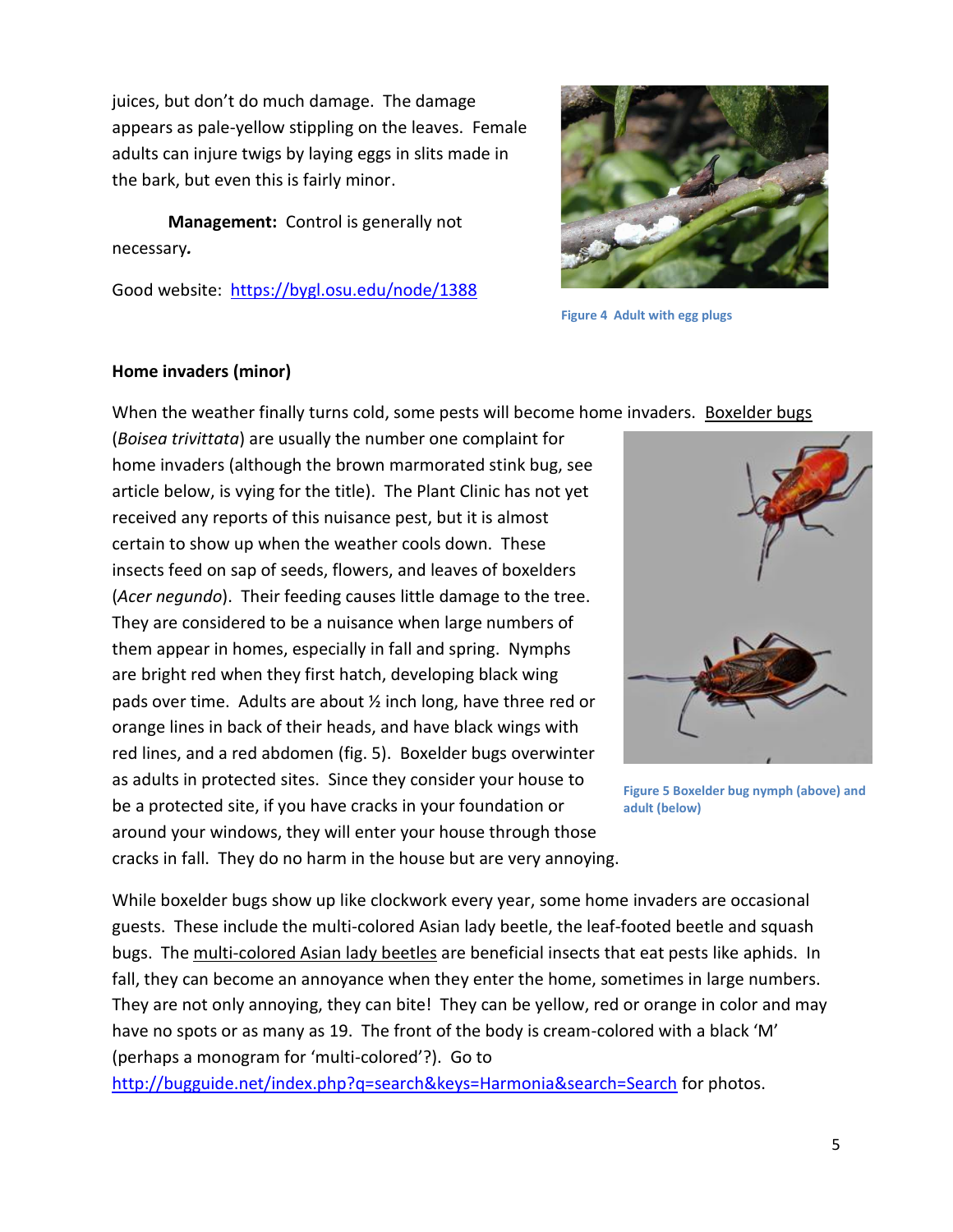juices, but don't do much damage. The damage appears as pale-yellow stippling on the leaves. Female adults can injure twigs by laying eggs in slits made in the bark, but even this is fairly minor.

**Management:** Control is generally not necessary.

Good website: https://bygl.osu.edu/node/1388

Figure 4 Adult with egg plugs

**Home invaders (minor)**

When the weather finally turns cold, some pests will become home invaders. Boxelder bugs (*Boisea trivittata*) are usually the number one complaint for home invaders (although the brown marmorated stink bug, see article below, is vying for the title). The Plant Clinic has not yet received any reports of this nuisance pest, but it is almost certain to show up when the weather cools down. These insects feed on sap of seeds, flowers, and leaves of boxelders (*Acer negundo*). Their feeding causes little damage to the tree. They are considered to be a nuisance when large numbers of them appear in homes, especially in fall and spring. Nymphs are bright red when they first hatch, developing black wing pads over time. Adults are about ½ inch long, have three red or orange lines in back of their heads, and have black wings with red lines, and a red abdomen (fig. 5). Boxelder bugs overwinter as adults in protected sites. Since they consider your house to be a protected site, if you have cracks in your foundation or around your windows, they will enter your house through those cracks in fall. They do no harm in the house but are very annoying.

Figure 5 Boxelder bug nymph (above) and adult (below)

While boxelder bugs show up like clockwork every year, some home invaders are occasional guests. These include the multi-colored Asian lady beetle, the leaf-footed beetle and squash bugs. The multi-colored Asian lady beetles are beneficial insects that eat pests like aphids. In fall, they can become an annoyance when they enter the home, sometimes in large numbers. They are not only annoying, they can bite! They can be yellow, red or orange in color and may have no spots or as many as 19. The front of the body is cream-colored with a black 'M' (perhaps a monogram for 'multi-colored'?). Go to http://bugguide.net/index.php?q=search&keys=Harmonia&search=Search for photos.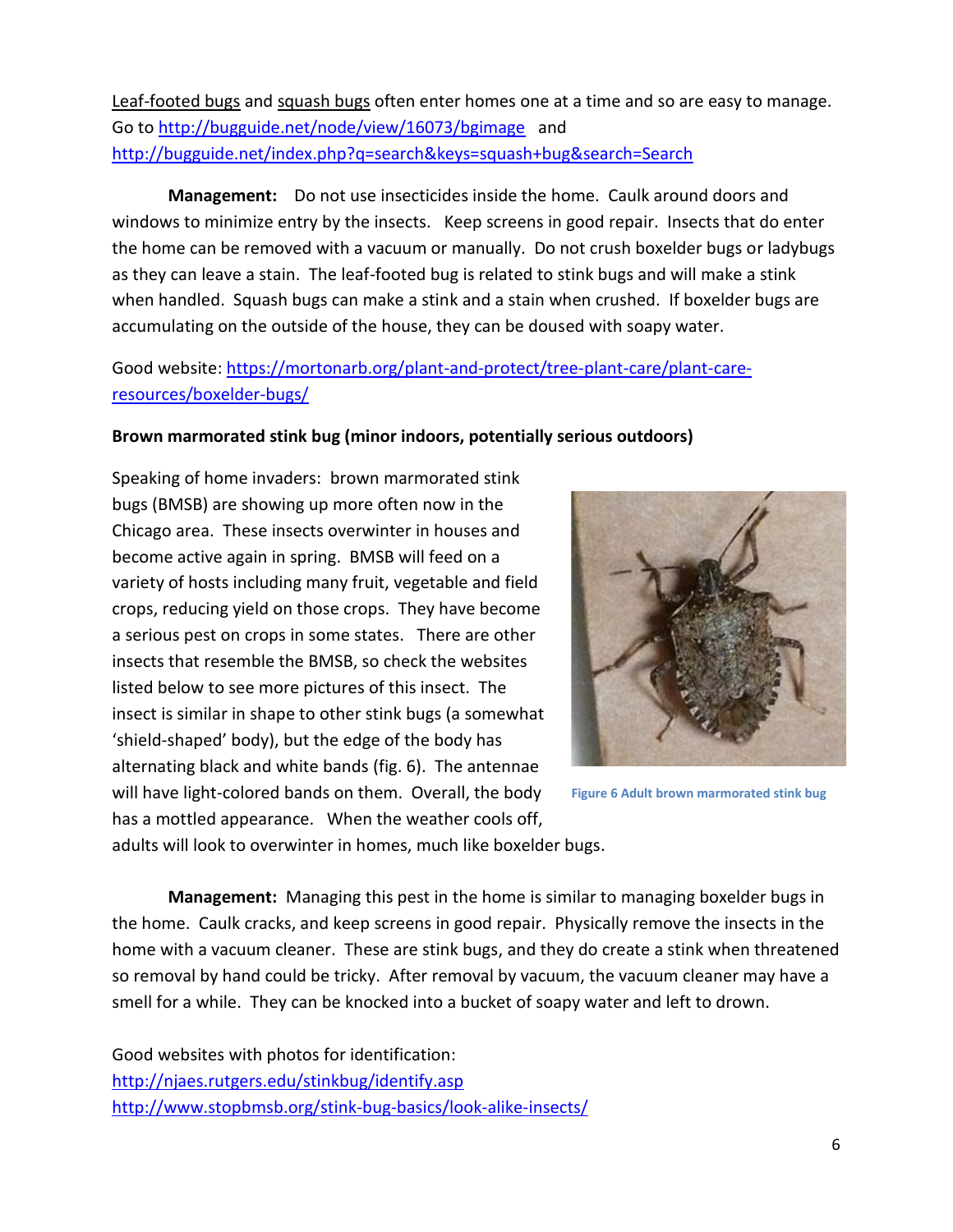Leaf-footed bugs and squash bugs often enter homes one at a time and so are easy to manage. Go to http://bugguide.net/node/view/16073/bgimage and http://bugguide.net/index.php?q=search&keys=squash+bug&search=Search

**Management:** Do not use insecticides inside the home. Caulk around doors and windows to minimize entry by the insects. Keep screens in good repair. Insects that do enter the home can be removed with a vacuum or manually. Do not crush boxelder bugs or ladybugs as they can leave a stain. The leaf-footed bug is related to stink bugs and will make a stink when handled. Squash bugs can make a stink and a stain when crushed. If boxelder bugs are accumulating on the outside of the house, they can be doused with soapy water.

Good website: https://mortonarb.org/plant-and-protect/tree-plant-care/plant-care-resources/boxelder-bugs/

**Brown marmorated stink bug (minor indoors, potentially serious outdoors)**

Speaking of home invaders: brown marmorated stink bugs (BMSB) are showing up more often now in the Chicago area. These insects overwinter in houses and become active again in spring. BMSB will feed on a variety of hosts including many fruit, vegetable and field crops, reducing yield on those crops. They have become a serious pest on crops in some states. There are other insects that resemble the BMSB, so check the websites listed below to see more pictures of this insect. The insect is similar in shape to other stink bugs (a somewhat 'shield-shaped' body), but the edge of the body has alternating black and white bands (fig. 6). The antennae will have light-colored bands on them. Overall, the body has a mottled appearance. When the weather cools off, adults will look to overwinter in homes, much like boxelder bugs.

Figure 6 Adult brown marmorated stink bug

**Management:** Managing this pest in the home is similar to managing boxelder bugs in the home. Caulk cracks, and keep screens in good repair. Physically remove the insects in the home with a vacuum cleaner. These are stink bugs, and they do create a stink when threatened so removal by hand could be tricky. After removal by vacuum, the vacuum cleaner may have a smell for a while. They can be knocked into a bucket of soapy water and left to drown.

Good websites with photos for identification:
http://njaes.rutgers.edu/stinkbug/identify.asp
http://www.stopbmsb.org/stink-bug-basics/look-alike-insects/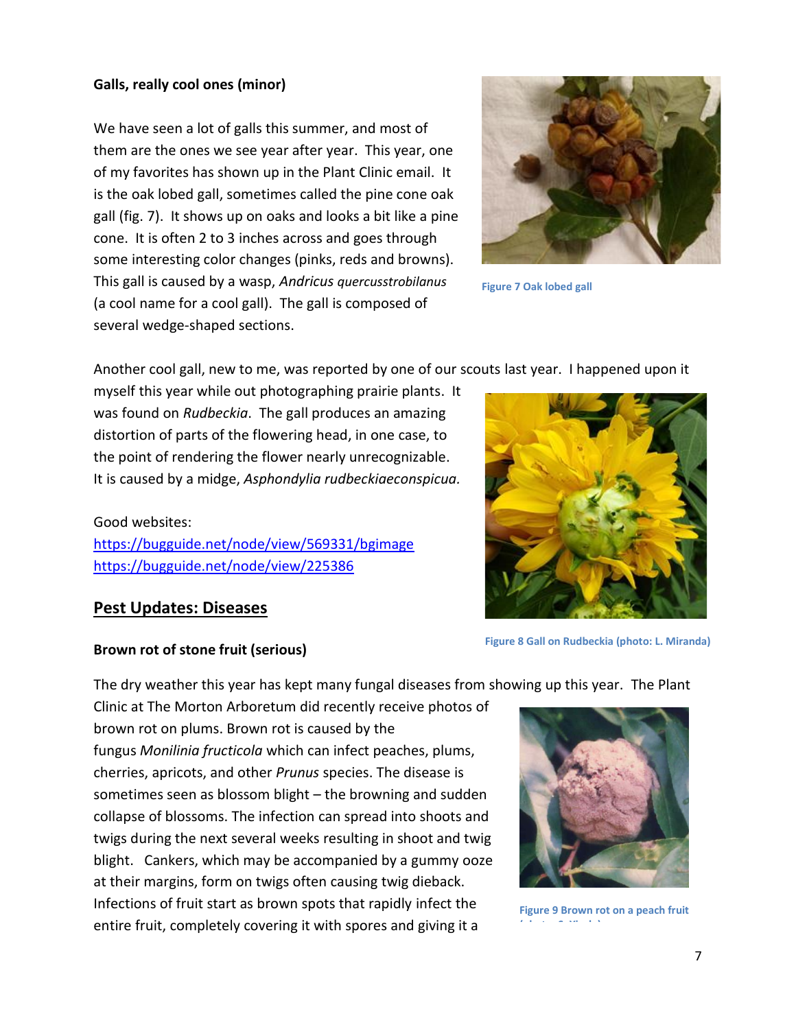**Galls, really cool ones (minor)**

We have seen a lot of galls this summer, and most of them are the ones we see year after year. This year, one of my favorites has shown up in the Plant Clinic email. It is the oak lobed gall, sometimes called the pine cone oak gall (fig. 7). It shows up on oaks and looks a bit like a pine cone. It is often 2 to 3 inches across and goes through some interesting color changes (pinks, reds and browns). This gall is caused by a wasp, *Andricus quercusstrobilanus* (a cool name for a cool gall). The gall is composed of several wedge-shaped sections.

Figure 7 Oak lobed gall

Another cool gall, new to me, was reported by one of our scouts last year. I happened upon it myself this year while out photographing prairie plants. It was found on *Rudbeckia*. The gall produces an amazing distortion of parts of the flowering head, in one case, to the point of rendering the flower nearly unrecognizable. It is caused by a midge, *Asphondylia rudbeckiaeconspicua.*

Good websites:
https://bugguide.net/node/view/569331/bgimage
https://bugguide.net/node/view/225386

Figure 8 Gall on Rudbeckia (photo: L. Miranda)

## Pest Updates: Diseases

**Brown rot of stone fruit (serious)**

The dry weather this year has kept many fungal diseases from showing up this year. The Plant Clinic at The Morton Arboretum did recently receive photos of brown rot on plums. Brown rot is caused by the fungus *Monilinia fructicola* which can infect peaches, plums, cherries, apricots, and other *Prunus* species. The disease is sometimes seen as blossom blight – the browning and sudden collapse of blossoms. The infection can spread into shoots and twigs during the next several weeks resulting in shoot and twig blight. Cankers, which may be accompanied by a gummy ooze at their margins, form on twigs often causing twig dieback. Infections of fruit start as brown spots that rapidly infect the entire fruit, completely covering it with spores and giving it a

Figure 9 Brown rot on a peach fruit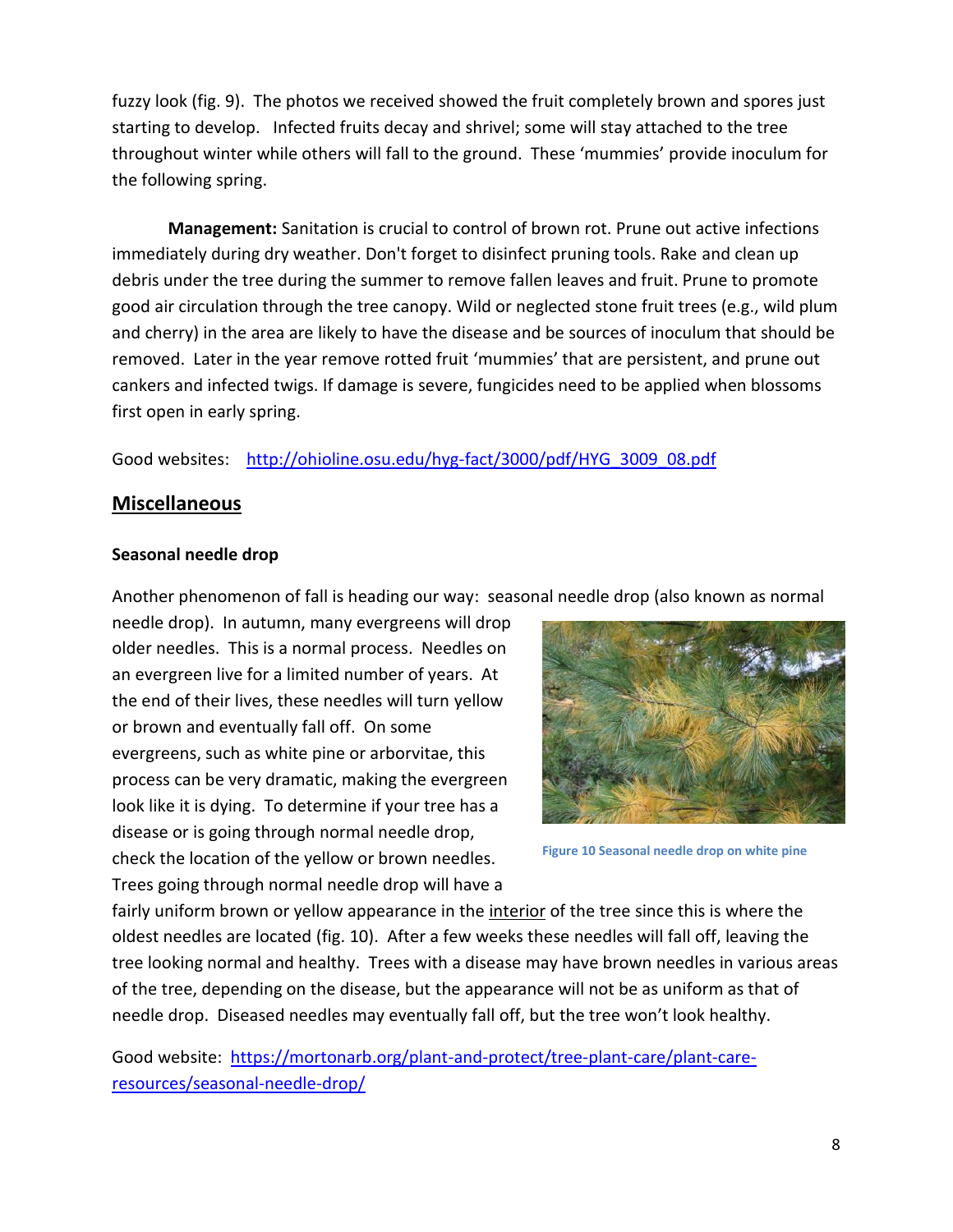fuzzy look (fig. 9). The photos we received showed the fruit completely brown and spores just starting to develop. Infected fruits decay and shrivel; some will stay attached to the tree throughout winter while others will fall to the ground. These 'mummies' provide inoculum for the following spring.

**Management:** Sanitation is crucial to control of brown rot. Prune out active infections immediately during dry weather. Don't forget to disinfect pruning tools. Rake and clean up debris under the tree during the summer to remove fallen leaves and fruit. Prune to promote good air circulation through the tree canopy. Wild or neglected stone fruit trees (e.g., wild plum and cherry) in the area are likely to have the disease and be sources of inoculum that should be removed. Later in the year remove rotted fruit 'mummies' that are persistent, and prune out cankers and infected twigs. If damage is severe, fungicides need to be applied when blossoms first open in early spring.

Good websites: [http://ohioline.osu.edu/hyg-fact/3000/pdf/HYG_3009_08.pdf](http://ohioline.osu.edu/hyg-fact/3000/pdf/HYG_3009_08.pdf)

## Miscellaneous

### Seasonal needle drop

Another phenomenon of fall is heading our way: seasonal needle drop (also known as normal needle drop). In autumn, many evergreens will drop older needles. This is a normal process. Needles on an evergreen live for a limited number of years. At the end of their lives, these needles will turn yellow or brown and eventually fall off. On some evergreens, such as white pine or arborvitae, this process can be very dramatic, making the evergreen look like it is dying. To determine if your tree has a disease or is going through normal needle drop, check the location of the yellow or brown needles. Trees going through normal needle drop will have a fairly uniform brown or yellow appearance in the interior of the tree since this is where the oldest needles are located (fig. 10). After a few weeks these needles will fall off, leaving the tree looking normal and healthy. Trees with a disease may have brown needles in various areas of the tree, depending on the disease, but the appearance will not be as uniform as that of needle drop. Diseased needles may eventually fall off, but the tree won't look healthy.

Figure 10 Seasonal needle drop on white pine

Good website: [https://mortonarb.org/plant-and-protect/tree-plant-care/plant-care-resources/seasonal-needle-drop/](https://mortonarb.org/plant-and-protect/tree-plant-care/plant-care-resources/seasonal-needle-drop/)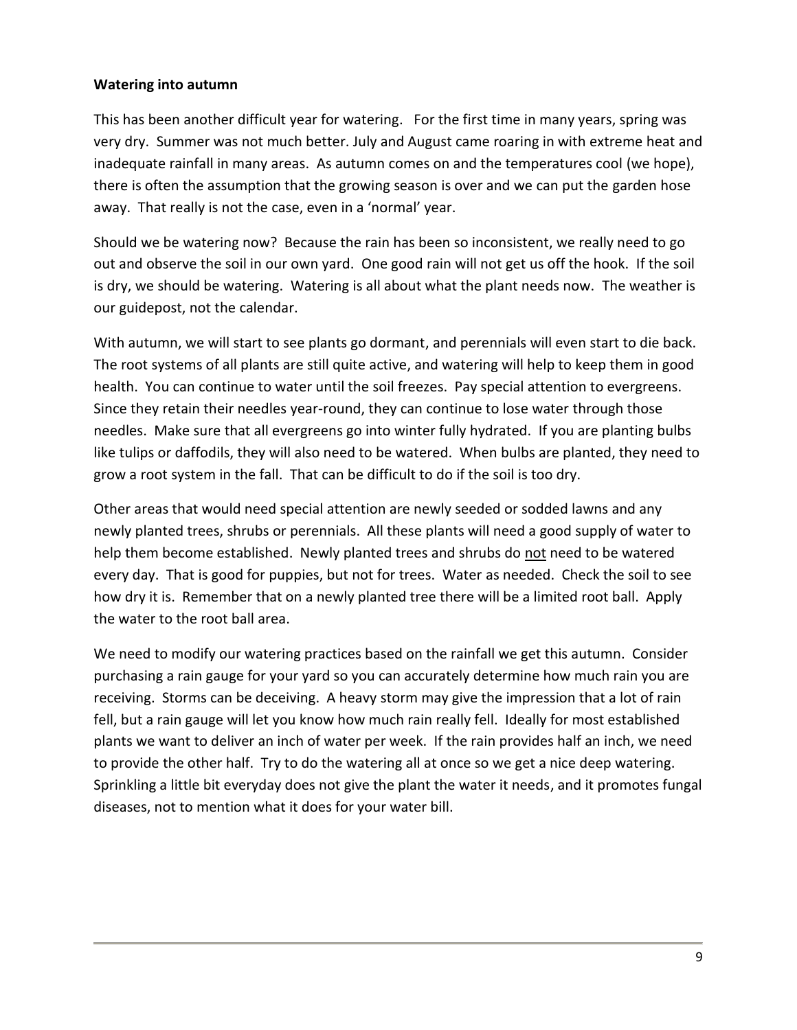**Watering into autumn**

This has been another difficult year for watering. For the first time in many years, spring was very dry. Summer was not much better. July and August came roaring in with extreme heat and inadequate rainfall in many areas. As autumn comes on and the temperatures cool (we hope), there is often the assumption that the growing season is over and we can put the garden hose away. That really is not the case, even in a 'normal' year.

Should we be watering now? Because the rain has been so inconsistent, we really need to go out and observe the soil in our own yard. One good rain will not get us off the hook. If the soil is dry, we should be watering. Watering is all about what the plant needs now. The weather is our guidepost, not the calendar.

With autumn, we will start to see plants go dormant, and perennials will even start to die back. The root systems of all plants are still quite active, and watering will help to keep them in good health. You can continue to water until the soil freezes. Pay special attention to evergreens. Since they retain their needles year-round, they can continue to lose water through those needles. Make sure that all evergreens go into winter fully hydrated. If you are planting bulbs like tulips or daffodils, they will also need to be watered. When bulbs are planted, they need to grow a root system in the fall. That can be difficult to do if the soil is too dry.

Other areas that would need special attention are newly seeded or sodded lawns and any newly planted trees, shrubs or perennials. All these plants will need a good supply of water to help them become established. Newly planted trees and shrubs do <u>not</u> need to be watered every day. That is good for puppies, but not for trees. Water as needed. Check the soil to see how dry it is. Remember that on a newly planted tree there will be a limited root ball. Apply the water to the root ball area.

We need to modify our watering practices based on the rainfall we get this autumn. Consider purchasing a rain gauge for your yard so you can accurately determine how much rain you are receiving. Storms can be deceiving. A heavy storm may give the impression that a lot of rain fell, but a rain gauge will let you know how much rain really fell. Ideally for most established plants we want to deliver an inch of water per week. If the rain provides half an inch, we need to provide the other half. Try to do the watering all at once so we get a nice deep watering. Sprinkling a little bit everyday does not give the plant the water it needs, and it promotes fungal diseases, not to mention what it does for your water bill.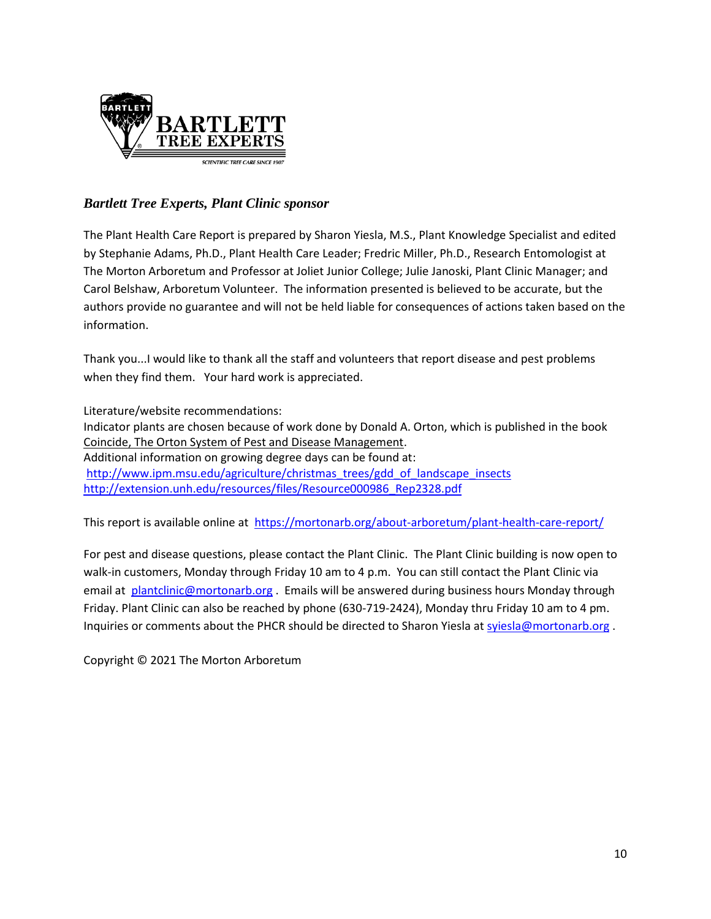*Bartlett Tree Experts, Plant Clinic sponsor*

The Plant Health Care Report is prepared by Sharon Yiesla, M.S., Plant Knowledge Specialist and edited by Stephanie Adams, Ph.D., Plant Health Care Leader; Fredric Miller, Ph.D., Research Entomologist at The Morton Arboretum and Professor at Joliet Junior College; Julie Janoski, Plant Clinic Manager; and Carol Belshaw, Arboretum Volunteer. The information presented is believed to be accurate, but the authors provide no guarantee and will not be held liable for consequences of actions taken based on the information.

Thank you...I would like to thank all the staff and volunteers that report disease and pest problems when they find them. Your hard work is appreciated.

Literature/website recommendations:
Indicator plants are chosen because of work done by Donald A. Orton, which is published in the book Coincide, The Orton System of Pest and Disease Management.
Additional information on growing degree days can be found at:
http://www.ipm.msu.edu/agriculture/christmas_trees/gdd_of_landscape_insects
http://extension.unh.edu/resources/files/Resource000986_Rep2328.pdf

This report is available online at https://mortonarb.org/about-arboretum/plant-health-care-report/

For pest and disease questions, please contact the Plant Clinic. The Plant Clinic building is now open to walk-in customers, Monday through Friday 10 am to 4 p.m. You can still contact the Plant Clinic via email at plantclinic@mortonarb.org . Emails will be answered during business hours Monday through Friday. Plant Clinic can also be reached by phone (630-719-2424), Monday thru Friday 10 am to 4 pm. Inquiries or comments about the PHCR should be directed to Sharon Yiesla at syiesla@mortonarb.org .

Copyright © 2021 The Morton Arboretum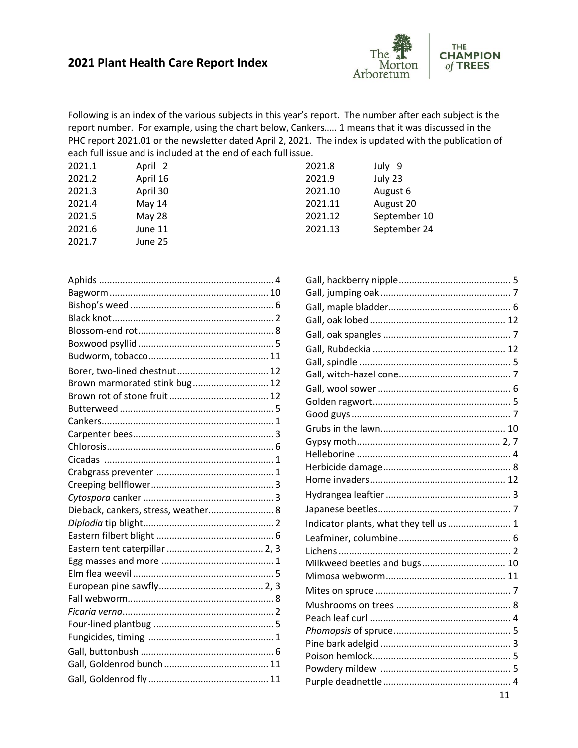# 2021 Plant Health Care Report Index

Following is an index of the various subjects in this year's report. The number after each subject is the report number. For example, using the chart below, Cankers….. 1 means that it was discussed in the PHC report 2021.01 or the newsletter dated April 2, 2021. The index is updated with the publication of each full issue and is included at the end of each full issue.

| | | | |
|---|---|---|---|
| 2021.1 | April 2 | 2021.8 | July 9 |
| 2021.2 | April 16 | 2021.9 | July 23 |
| 2021.3 | April 30 | 2021.10 | August 6 |
| 2021.4 | May 14 | 2021.11 | August 20 |
| 2021.5 | May 28 | 2021.12 | September 10 |
| 2021.6 | June 11 | 2021.13 | September 24 |
| 2021.7 | June 25 | | |

- Aphids .................... 4
- Bagworm .................... 10
- Bishop's weed .................... 6
- Black knot .................... 2
- Blossom-end rot .................... 8
- Boxwood psyllid .................... 5
- Budworm, tobacco .................... 11
- Borer, two-lined chestnut .................... 12
- Brown marmorated stink bug .................... 12
- Brown rot of stone fruit .................... 12
- Butterweed .................... 5
- Cankers .................... 1
- Carpenter bees .................... 3
- Chlorosis .................... 6
- Cicadas .................... 1
- Crabgrass preventer .................... 1
- Creeping bellflower .................... 3
- *Cytospora* canker .................... 3
- Dieback, cankers, stress, weather .................... 8
- *Diplodia* tip blight .................... 2
- Eastern filbert blight .................... 6
- Eastern tent caterpillar .................... 2, 3
- Egg masses and more .................... 1
- Elm flea weevil .................... 5
- European pine sawfly .................... 2, 3
- Fall webworm .................... 8
- *Ficaria verna* .................... 2
- Four-lined plantbug .................... 5
- Fungicides, timing .................... 1
- Gall, buttonbush .................... 6
- Gall, Goldenrod bunch .................... 11
- Gall, Goldenrod fly .................... 11
- Gall, hackberry nipple .................... 5
- Gall, jumping oak .................... 7
- Gall, maple bladder .................... 6
- Gall, oak lobed .................... 12
- Gall, oak spangles .................... 7
- Gall, Rubdeckia .................... 12
- Gall, spindle .................... 5
- Gall, witch-hazel cone .................... 7
- Gall, wool sower .................... 6
- Golden ragwort .................... 5
- Good guys .................... 7
- Grubs in the lawn .................... 10
- Gypsy moth .................... 2, 7
- Helleborine .................... 4
- Herbicide damage .................... 8
- Home invaders .................... 12
- Hydrangea leaftier .................... 3
- Japanese beetles .................... 7
- Indicator plants, what they tell us .................... 1
- Leafminer, columbine .................... 6
- Lichens .................... 2
- Milkweed beetles and bugs .................... 10
- Mimosa webworm .................... 11
- Mites on spruce .................... 7
- Mushrooms on trees .................... 8
- Peach leaf curl .................... 4
- *Phomopsis* of spruce .................... 5
- Pine bark adelgid .................... 3
- Poison hemlock .................... 5
- Powdery mildew .................... 5
- Purple deadnettle .................... 4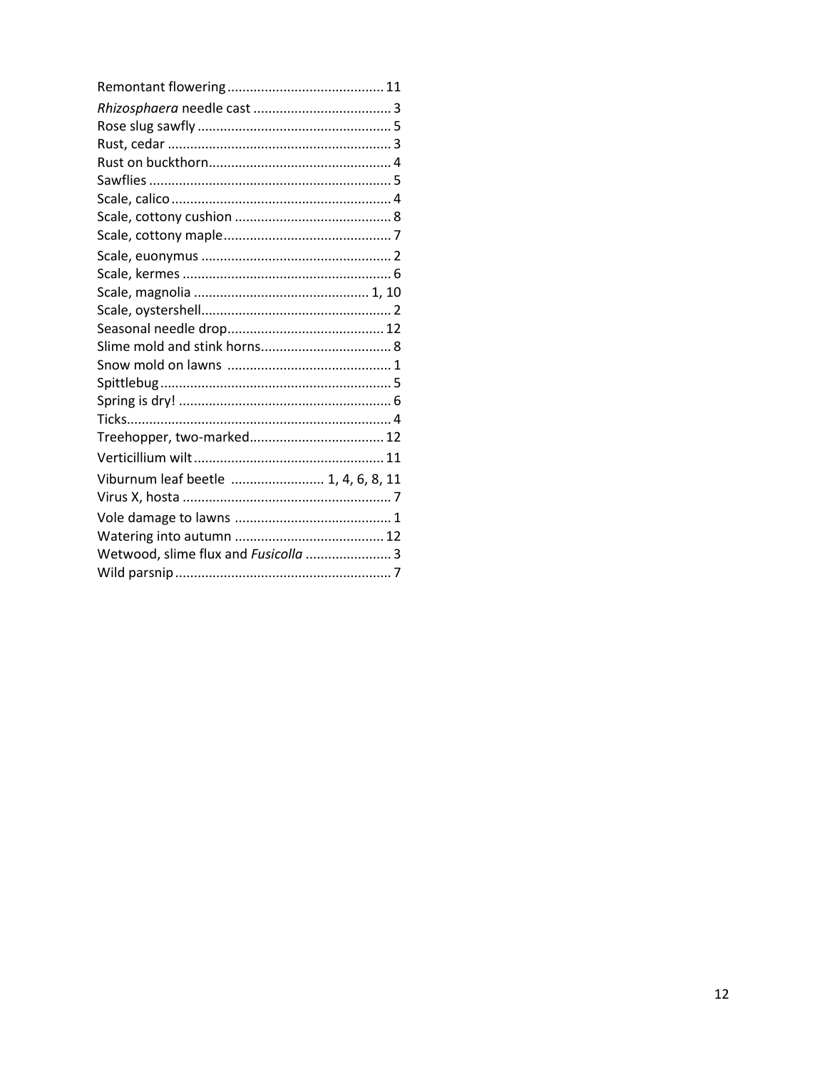Remontant flowering .......................................... 11  
*Rhizosphaera* needle cast ..................................... 3  
Rose slug sawfly .................................................... 5  
Rust, cedar ............................................................ 3  
Rust on buckthorn................................................. 4  
Sawflies ................................................................. 5  
Scale, calico ........................................................... 4  
Scale, cottony cushion .......................................... 8  
Scale, cottony maple............................................. 7  
Scale, euonymus ................................................... 2  
Scale, kermes ........................................................ 6  
Scale, magnolia ............................................... 1, 10  
Scale, oystershell................................................... 2  
Seasonal needle drop.......................................... 12  
Slime mold and stink horns................................... 8  
Snow mold on lawns ............................................ 1  
Spittlebug.............................................................. 5  
Spring is dry! ......................................................... 6  
Ticks....................................................................... 4  
Treehopper, two-marked.................................... 12  
Verticillium wilt ................................................... 11  
Viburnum leaf beetle ......................... 1, 4, 6, 8, 11  
Virus X, hosta ........................................................ 7  
Vole damage to lawns .......................................... 1  
Watering into autumn ........................................ 12  
Wetwood, slime flux and *Fusicolla* ....................... 3  
Wild parsnip .......................................................... 7